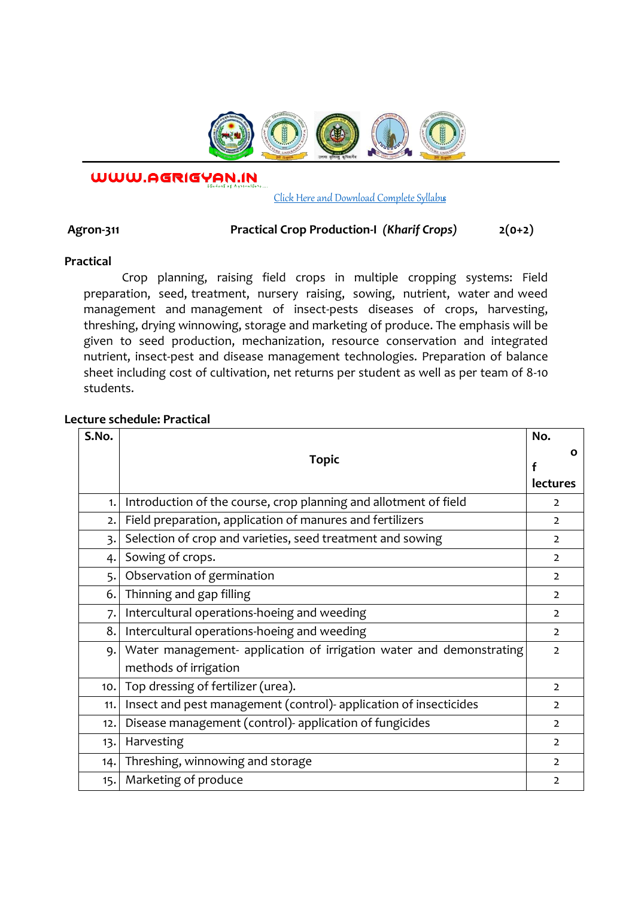WWW.AGRIGYAN.IN

[Click Here and Download Complete Syllabus]

**Agron-311** **Practical Crop Production-I** ***(Kharif Crops)*** **2(0+2)**

**Practical**

Crop planning, raising field crops in multiple cropping systems: Field preparation, seed, treatment, nursery raising, sowing, nutrient, water and weed management and management of insect-pests diseases of crops, harvesting, threshing, drying winnowing, storage and marketing of produce. The emphasis will be given to seed production, mechanization, resource conservation and integrated nutrient, insect-pest and disease management technologies. Preparation of balance sheet including cost of cultivation, net returns per student as well as per team of 8-10 students.

**Lecture schedule: Practical**

| S.No. | Topic | No. of lectures |
|---|---|---|
| 1. | Introduction of the course, crop planning and allotment of field | 2 |
| 2. | Field preparation, application of manures and fertilizers | 2 |
| 3. | Selection of crop and varieties, seed treatment and sowing | 2 |
| 4. | Sowing of crops. | 2 |
| 5. | Observation of germination | 2 |
| 6. | Thinning and gap filling | 2 |
| 7. | Intercultural operations-hoeing and weeding | 2 |
| 8. | Intercultural operations-hoeing and weeding | 2 |
| 9. | Water management- application of irrigation water and demonstrating methods of irrigation | 2 |
| 10. | Top dressing of fertilizer (urea). | 2 |
| 11. | Insect and pest management (control)- application of insecticides | 2 |
| 12. | Disease management (control)- application of fungicides | 2 |
| 13. | Harvesting | 2 |
| 14. | Threshing, winnowing and storage | 2 |
| 15. | Marketing of produce | 2 |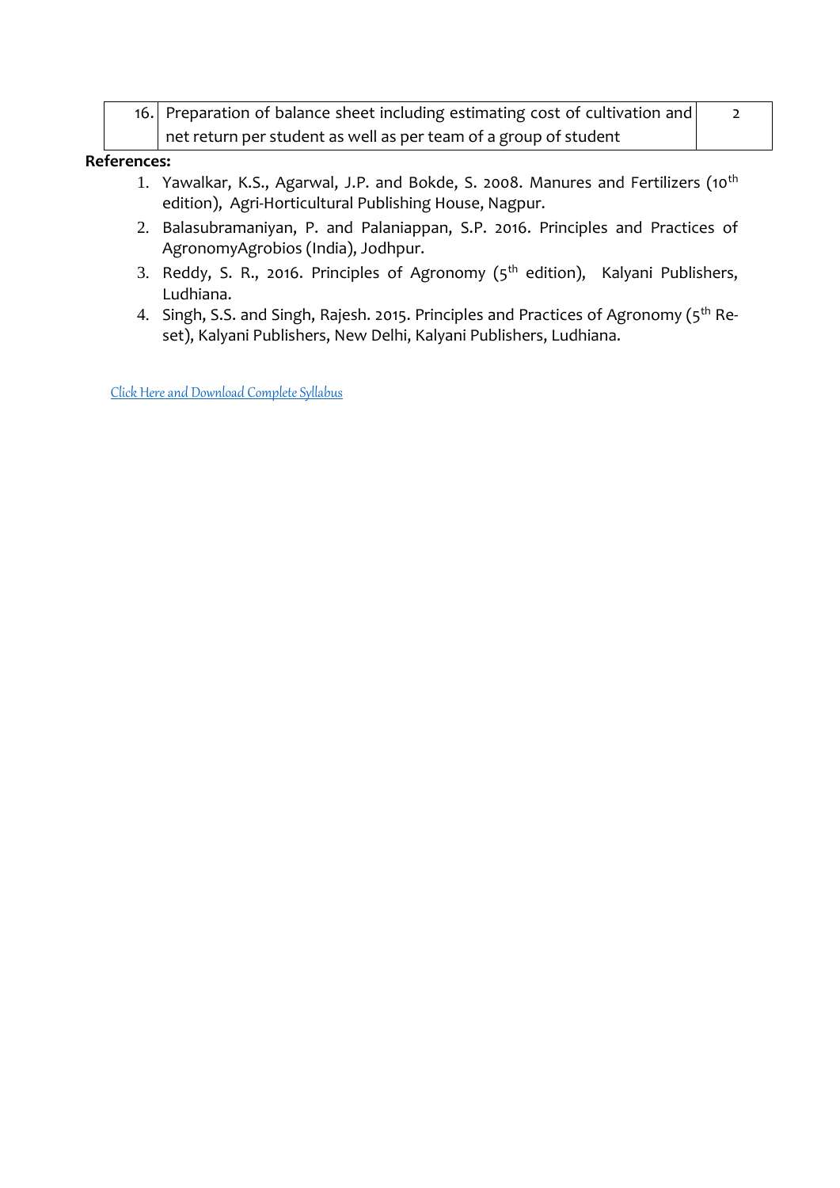| | | |
|---|---|---|
| 16. | Preparation of balance sheet including estimating cost of cultivation and net return per student as well as per team of a group of student | 2 |

**References:**

1. Yawalkar, K.S., Agarwal, J.P. and Bokde, S. 2008. Manures and Fertilizers (10$^{th}$ edition), Agri-Horticultural Publishing House, Nagpur.
2. Balasubramaniyan, P. and Palaniappan, S.P. 2016. Principles and Practices of AgronomyAgrobios (India), Jodhpur.
3. Reddy, S. R., 2016. Principles of Agronomy (5$^{th}$ edition), Kalyani Publishers, Ludhiana.
4. Singh, S.S. and Singh, Rajesh. 2015. Principles and Practices of Agronomy (5$^{th}$ Re-set), Kalyani Publishers, New Delhi, Kalyani Publishers, Ludhiana.

Click Here and Download Complete Syllabus